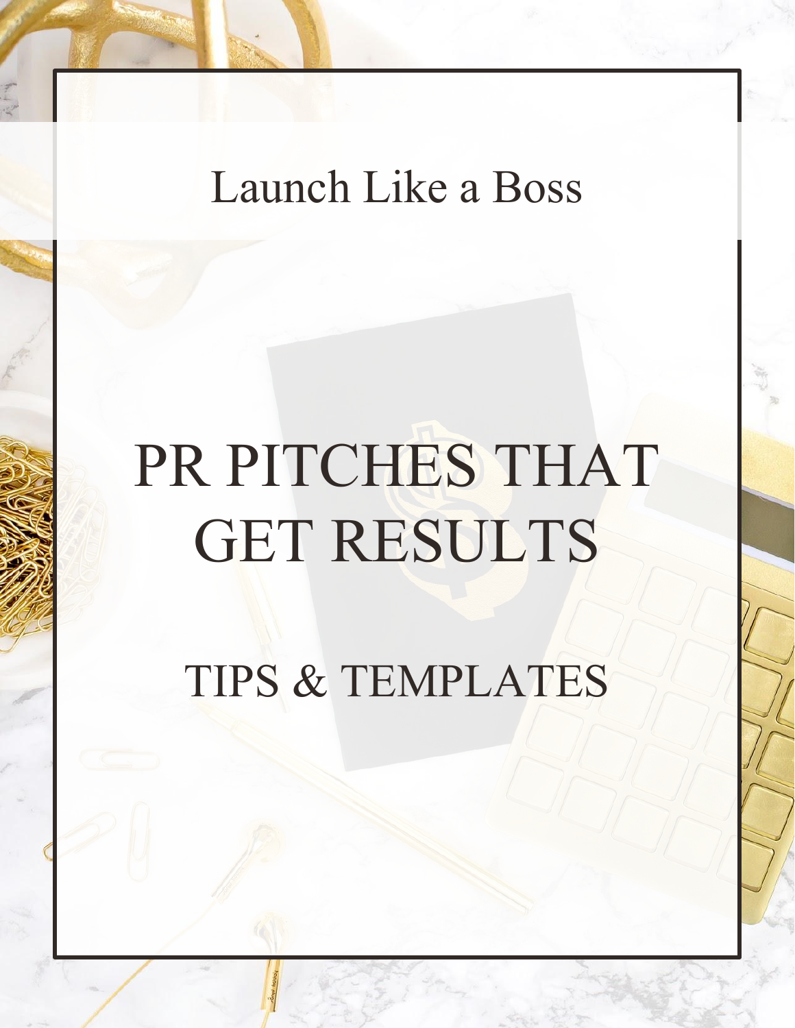Launch Like a Boss

# PR PITCHES THAT GET RESULTS

## TIPS & TEMPLATES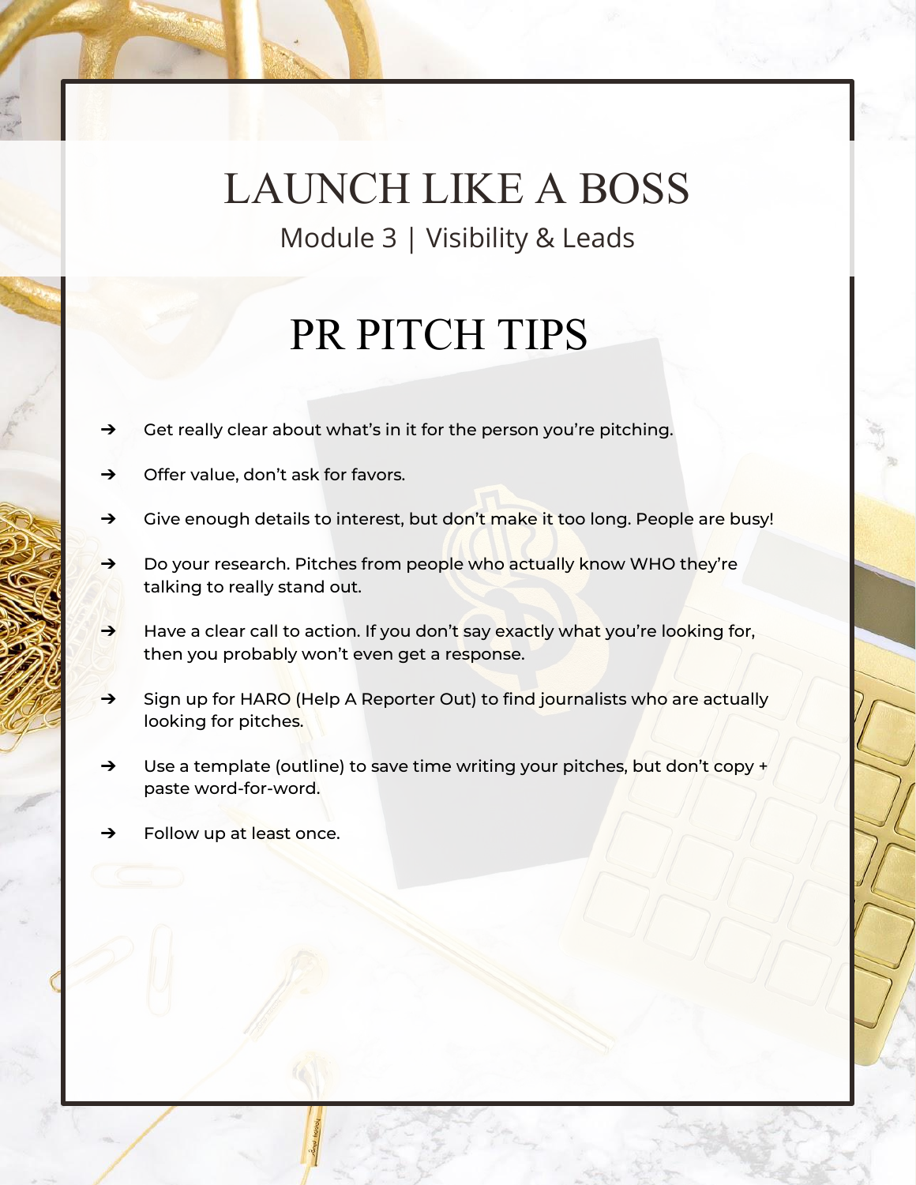# LAUNCH LIKE A BOSS

Module 3 | Visibility & Leads

## PR PITCH TIPS

- Get really clear about what's in it for the person you're pitching.
- Offer value, don't ask for favors.
- Give enough details to interest, but don't make it too long. People are busy!
- Do your research. Pitches from people who actually know WHO they're talking to really stand out.
- Have a clear call to action. If you don't say exactly what you're looking for, then you probably won't even get a response.
- Sign up for HARO (Help A Reporter Out) to find journalists who are actually looking for pitches.
- Use a template (outline) to save time writing your pitches, but don't copy + paste word-for-word.
- Follow up at least once.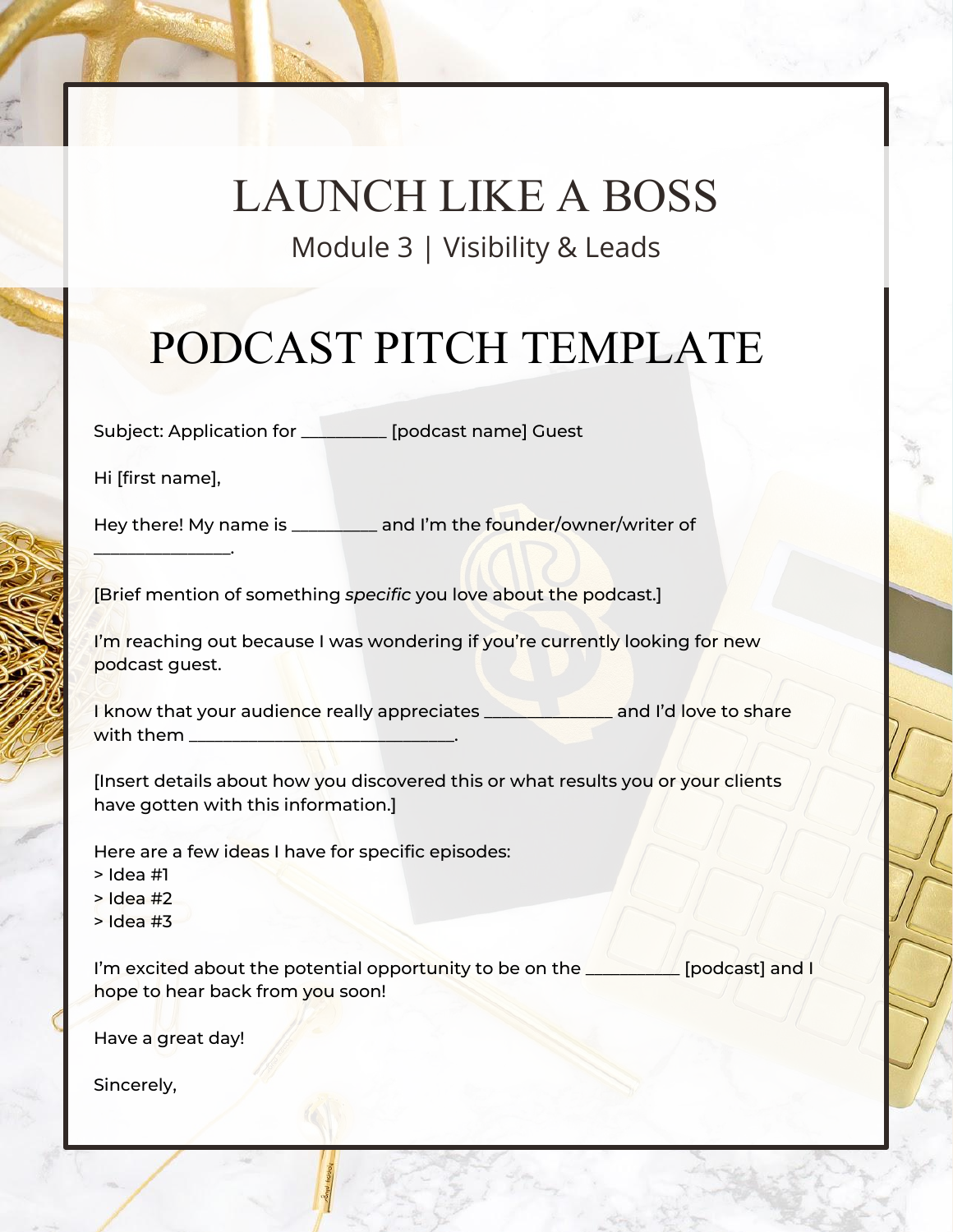# LAUNCH LIKE A BOSS

Module 3 | Visibility & Leads

## PODCAST PITCH TEMPLATE

Subject: Application for _________ [podcast name] Guest

Hi [first name],

Hey there! My name is _________ and I'm the founder/owner/writer of _______________.

[Brief mention of something *specific* you love about the podcast.]

I'm reaching out because I was wondering if you're currently looking for new podcast guest.

I know that your audience really appreciates ______________ and I'd love to share with them _____________________________.

[Insert details about how you discovered this or what results you or your clients have gotten with this information.]

Here are a few ideas I have for specific episodes:
> Idea #1
> Idea #2
> Idea #3

I'm excited about the potential opportunity to be on the __________ [podcast] and I hope to hear back from you soon!

Have a great day!

Sincerely,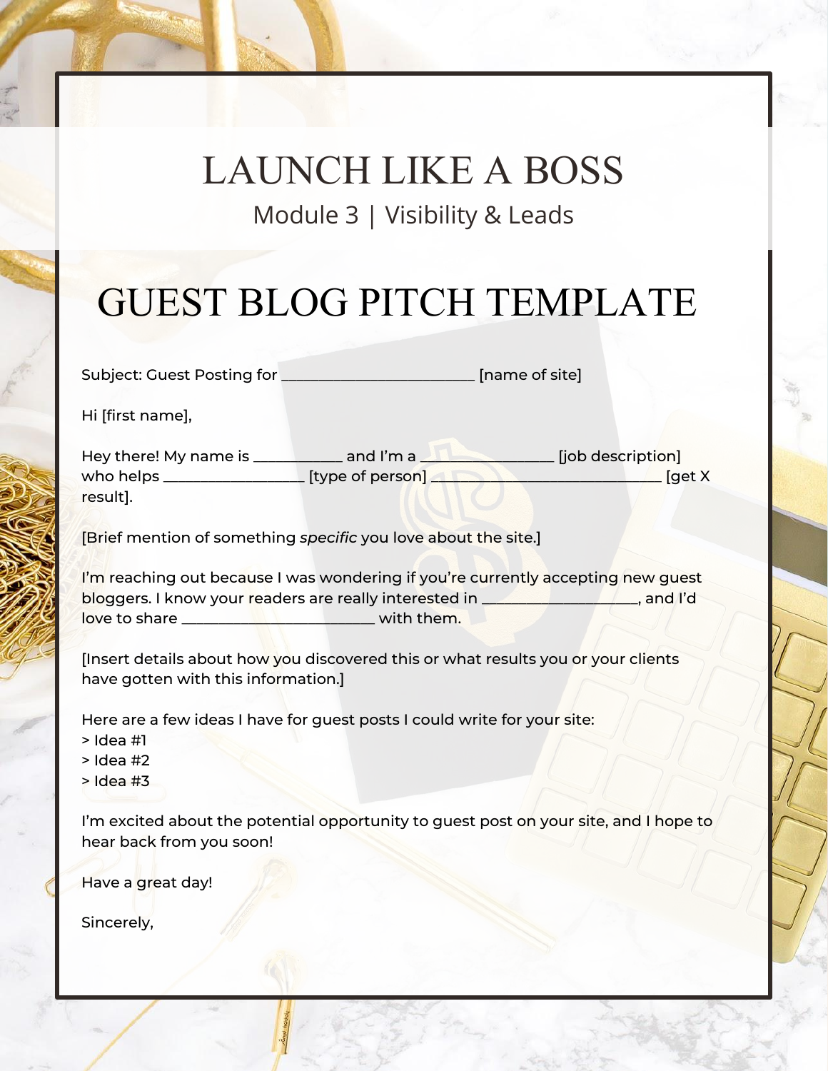# LAUNCH LIKE A BOSS

Module 3 | Visibility & Leads

## GUEST BLOG PITCH TEMPLATE

Subject: Guest Posting for ________________________ [name of site]

Hi [first name],

Hey there! My name is __________ and I'm a ________________ [job description] who helps _________________ [type of person] ____________________________ [get X result].

[Brief mention of something *specific* you love about the site.]

I'm reaching out because I was wondering if you're currently accepting new guest bloggers. I know your readers are really interested in ___________________, and I'd love to share ________________________ with them.

[Insert details about how you discovered this or what results you or your clients have gotten with this information.]

Here are a few ideas I have for guest posts I could write for your site:
> Idea #1
> Idea #2
> Idea #3

I'm excited about the potential opportunity to guest post on your site, and I hope to hear back from you soon!

Have a great day!

Sincerely,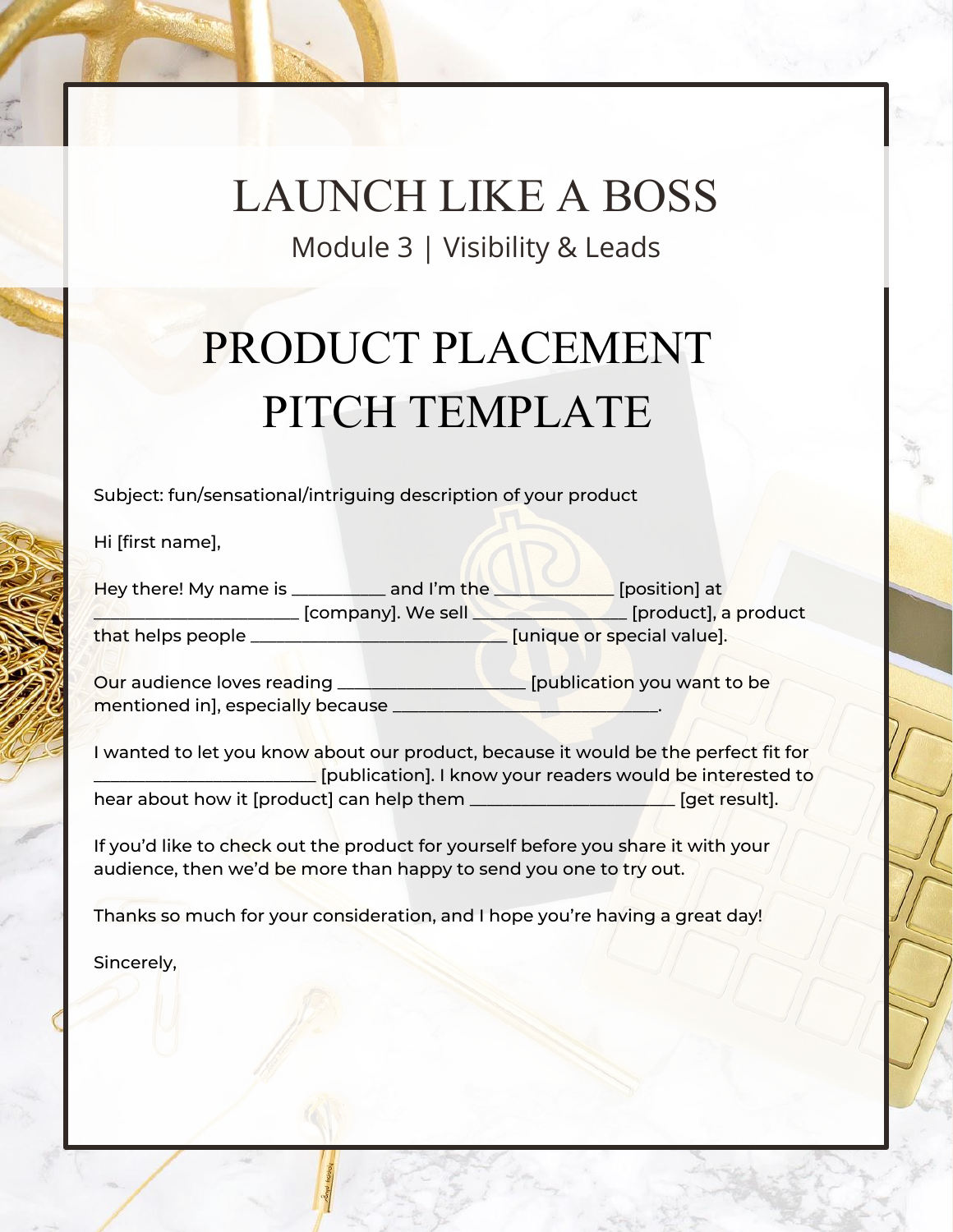# LAUNCH LIKE A BOSS

Module 3 | Visibility & Leads

## PRODUCT PLACEMENT PITCH TEMPLATE

Subject: fun/sensational/intriguing description of your product

Hi [first name],

Hey there! My name is __________ and I'm the _____________ [position] at _______________________ [company]. We sell _________________ [product], a product that helps people _____________________________ [unique or special value].

Our audience loves reading _____________________ [publication you want to be mentioned in], especially because ______________________________.

I wanted to let you know about our product, because it would be the perfect fit for _________________________ [publication]. I know your readers would be interested to hear about how it [product] can help them _______________________ [get result].

If you'd like to check out the product for yourself before you share it with your audience, then we'd be more than happy to send you one to try out.

Thanks so much for your consideration, and I hope you're having a great day!

Sincerely,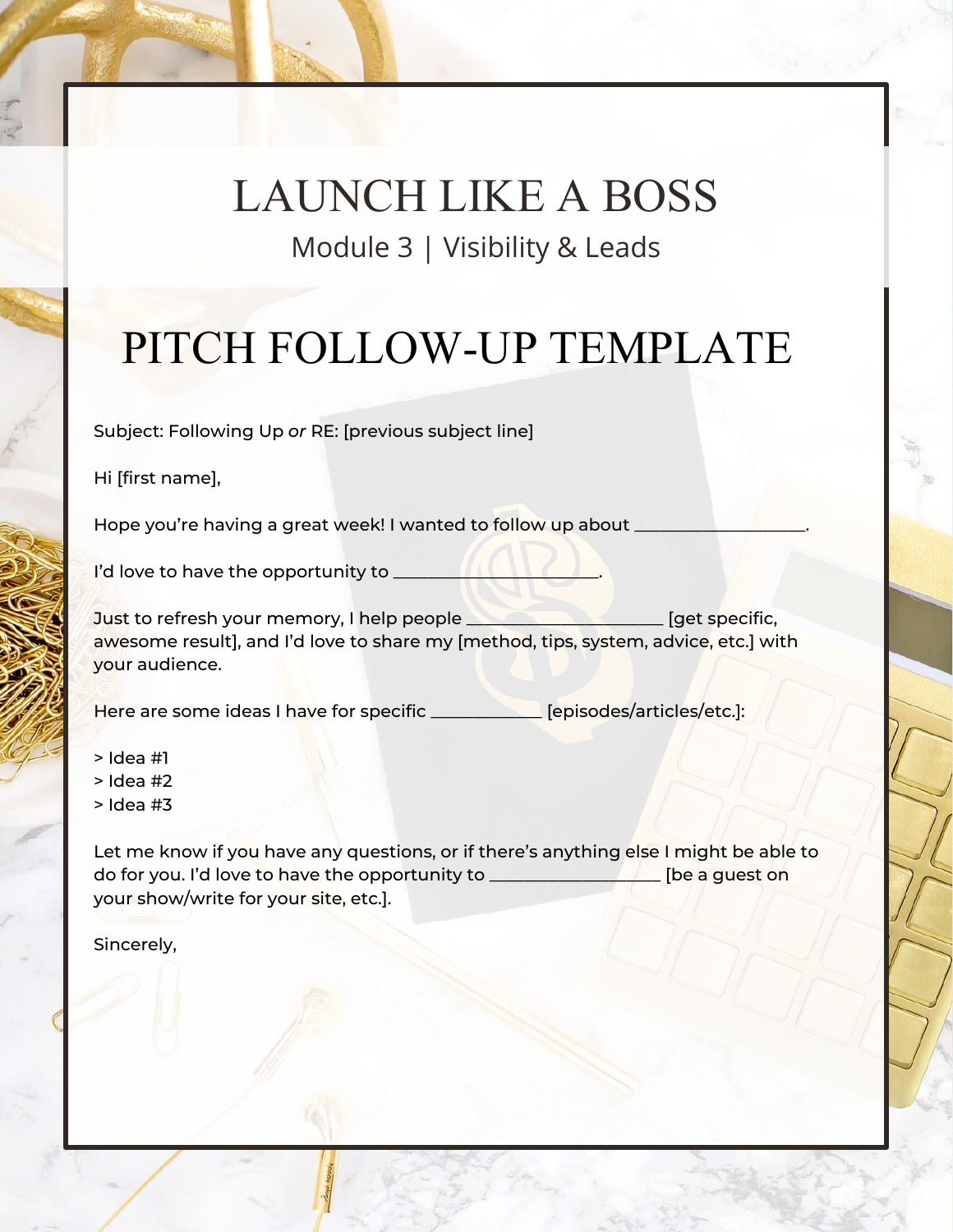# LAUNCH LIKE A BOSS

Module 3 | Visibility & Leads

## PITCH FOLLOW-UP TEMPLATE

Subject: Following Up *or* RE: [previous subject line]

Hi [first name],

Hope you're having a great week! I wanted to follow up about ___________________.

I'd love to have the opportunity to ______________________.

Just to refresh your memory, I help people ______________________ [get specific, awesome result], and I'd love to share my [method, tips, system, advice, etc.] with your audience.

Here are some ideas I have for specific ____________ [episodes/articles/etc.]:

> Idea #1
> Idea #2
> Idea #3

Let me know if you have any questions, or if there's anything else I might be able to do for you. I'd love to have the opportunity to ___________________ [be a guest on your show/write for your site, etc.].

Sincerely,